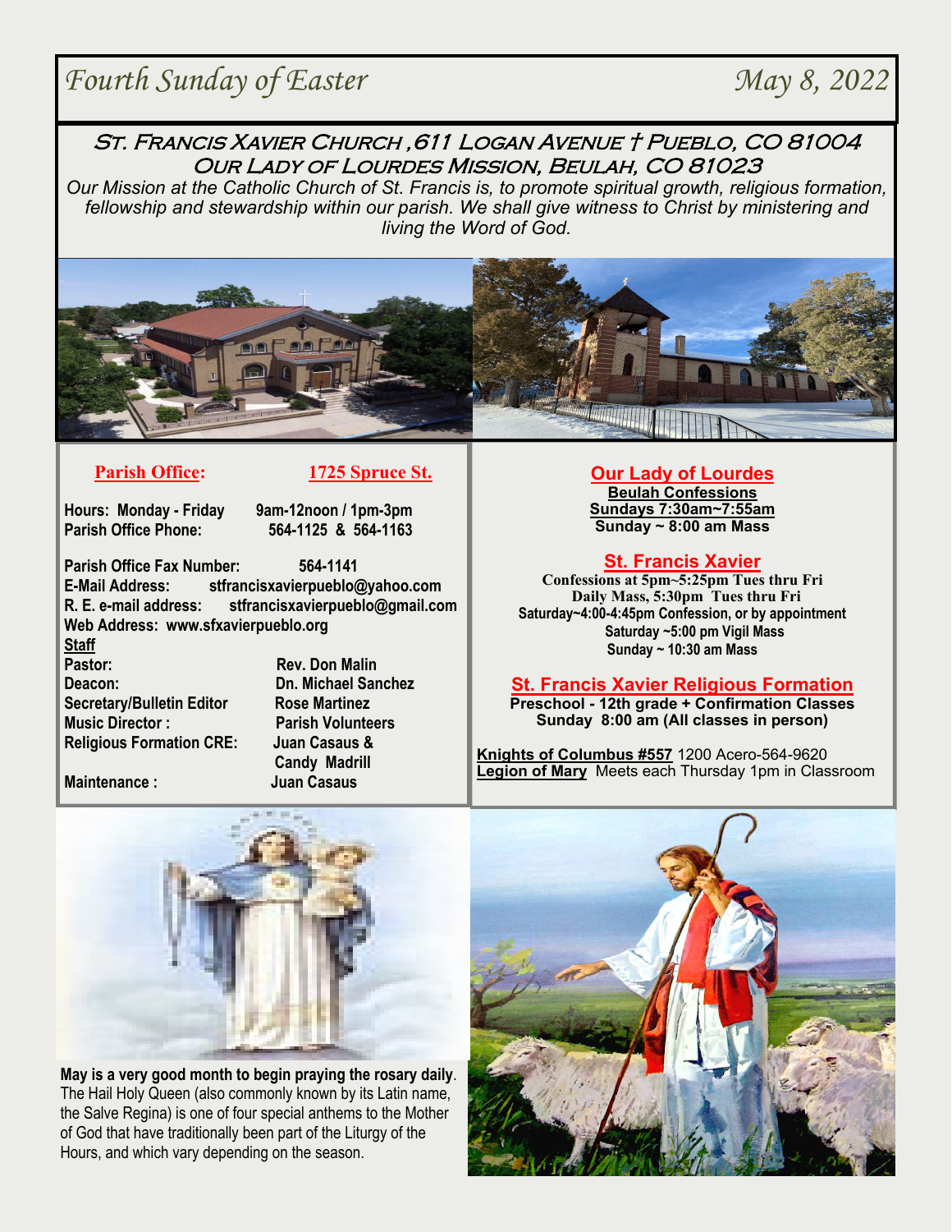# Fourth Sunday of Easter

May 8, 2022

## St. Francis Xavier Church ,611 Logan Avenue † Pueblo, CO 81004
## Our Lady of Lourdes Mission, Beulah, CO 81023

*Our Mission at the Catholic Church of St. Francis is, to promote spiritual growth, religious formation, fellowship and stewardship within our parish. We shall give witness to Christ by ministering and living the Word of God.*

**Parish Office:** **1725 Spruce St.**

**Hours: Monday - Friday** 9am-12noon / 1pm-3pm
**Parish Office Phone:** 564-1125 & 564-1163

**Parish Office Fax Number:** 564-1141
**E-Mail Address:** stfrancisxavierpueblo@yahoo.com
**R. E. e-mail address:** stfrancisxavierpueblo@gmail.com
**Web Address:** www.sfxavierpueblo.org

**Staff**

| | |
|---|---|
| Pastor: | Rev. Don Malin |
| Deacon: | Dn. Michael Sanchez |
| Secretary/Bulletin Editor | Rose Martinez |
| Music Director : | Parish Volunteers |
| Religious Formation CRE: | Juan Casaus & Candy Madrill |
| Maintenance : | Juan Casaus |

### Our Lady of Lourdes

**Beulah Confessions**
**Sundays 7:30am~7:55am**
**Sunday ~ 8:00 am Mass**

### St. Francis Xavier

**Confessions at 5pm~5:25pm Tues thru Fri**
**Daily Mass, 5:30pm Tues thru Fri**
**Saturday~4:00-4:45pm Confession, or by appointment**
**Saturday ~5:00 pm Vigil Mass**
**Sunday ~ 10:30 am Mass**

### St. Francis Xavier Religious Formation

**Preschool - 12th grade + Confirmation Classes**
**Sunday 8:00 am (All classes in person)**

**Knights of Columbus #557** 1200 Acero-564-9620
**Legion of Mary** Meets each Thursday 1pm in Classroom

**May is a very good month to begin praying the rosary daily**. The Hail Holy Queen (also commonly known by its Latin name, the Salve Regina) is one of four special anthems to the Mother of God that have traditionally been part of the Liturgy of the Hours, and which vary depending on the season.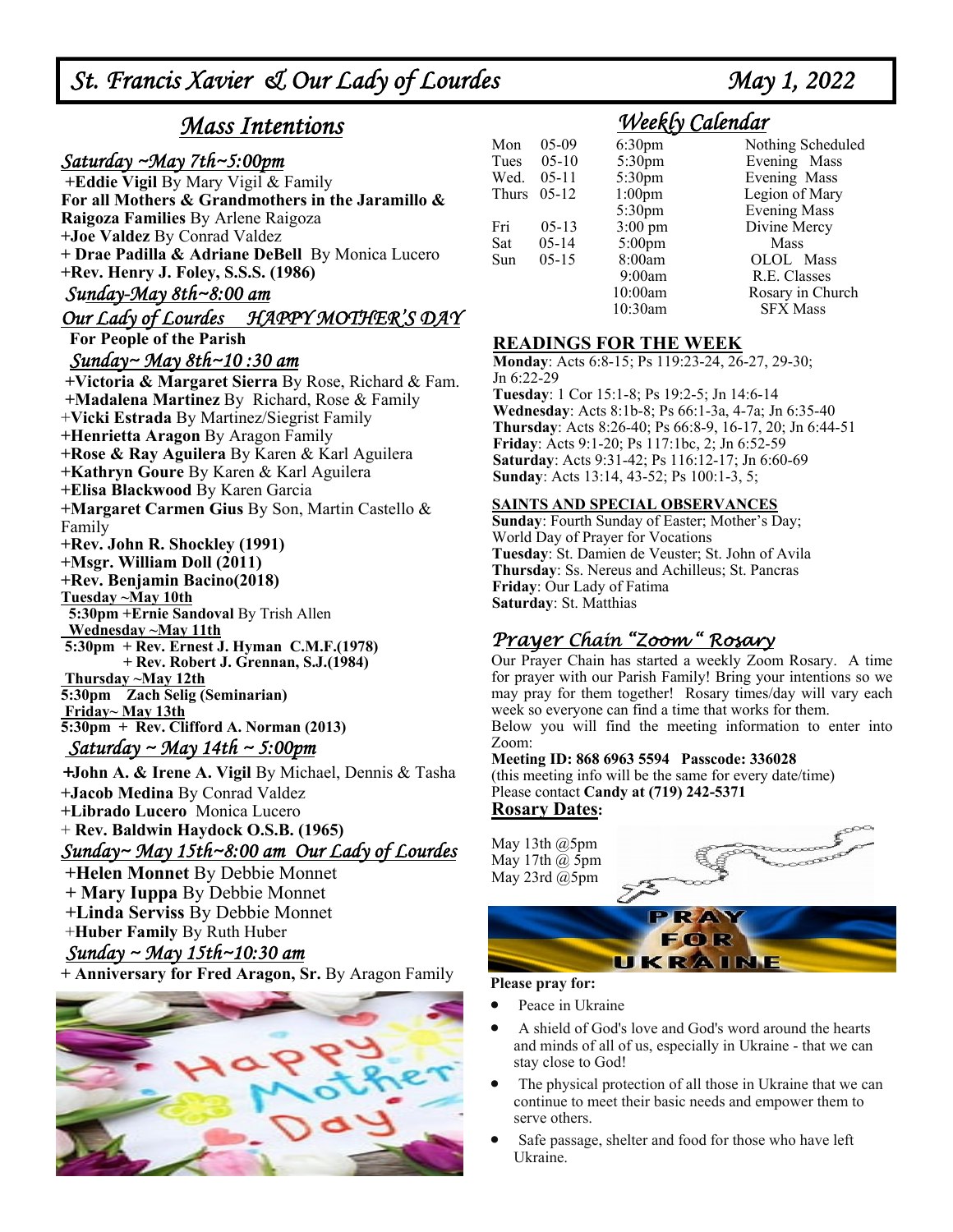# *St. Francis Xavier & Our Lady of Lourdes* — *May 1, 2022*

## *Mass Intentions*

### *Saturday ~May 7th~5:00pm*

**+Eddie Vigil** By Mary Vigil & Family
**For all Mothers & Grandmothers in the Jaramillo & Raigoza Families** By Arlene Raigoza
**+Joe Valdez** By Conrad Valdez
**+ Drae Padilla & Adriane DeBell** By Monica Lucero
**+Rev. Henry J. Foley, S.S.S. (1986)**

### *Sunday-May 8th~8:00 am*

### *Our Lady of Lourdes HAPPY MOTHER'S DAY*

**For People of the Parish**

### *Sunday~ May 8th~10 :30 am*

**+Victoria & Margaret Sierra** By Rose, Richard & Fam.
**+Madalena Martinez** By Richard, Rose & Family
+**Vicki Estrada** By Martinez/Siegrist Family
**+Henrietta Aragon** By Aragon Family
**+Rose & Ray Aguilera** By Karen & Karl Aguilera
**+Kathryn Goure** By Karen & Karl Aguilera
**+Elisa Blackwood** By Karen Garcia
**+Margaret Carmen Gius** By Son, Martin Castello & Family
**+Rev. John R. Shockley (1991)**
**+Msgr. William Doll (2011)**
**+Rev. Benjamin Bacino(2018)**

**Tuesday ~May 10th**
**5:30pm +Ernie Sandoval** By Trish Allen

**Wednesday ~May 11th**
**5:30pm + Rev. Ernest J. Hyman C.M.F.(1978)**
**+ Rev. Robert J. Grennan, S.J.(1984)**

**Thursday ~May 12th**
**5:30pm Zach Selig (Seminarian)**

**Friday~ May 13th**
**5:30pm + Rev. Clifford A. Norman (2013)**

### *Saturday ~ May 14th ~ 5:00pm*

**+John A. & Irene A. Vigil** By Michael, Dennis & Tasha
**+Jacob Medina** By Conrad Valdez
**+Librado Lucero** Monica Lucero
+ **Rev. Baldwin Haydock O.S.B. (1965)**

### *Sunday~ May 15th~8:00 am Our Lady of Lourdes*

**+Helen Monnet** By Debbie Monnet
**+ Mary Iuppa** By Debbie Monnet
**+Linda Serviss** By Debbie Monnet
+**Huber Family** By Ruth Huber

### *Sunday ~ May 15th~10:30 am*

**+ Anniversary for Fred Aragon, Sr.** By Aragon Family

## *Weekly Calendar*

| | | | |
|---|---|---|---|
| Mon | 05-09 | 6:30pm | Nothing Scheduled |
| Tues | 05-10 | 5:30pm | Evening Mass |
| Wed. | 05-11 | 5:30pm | Evening Mass |
| Thurs | 05-12 | 1:00pm | Legion of Mary |
| | | 5:30pm | Evening Mass |
| Fri | 05-13 | 3:00 pm | Divine Mercy |
| Sat | 05-14 | 5:00pm | Mass |
| Sun | 05-15 | 8:00am | OLOL Mass |
| | | 9:00am | R.E. Classes |
| | | 10:00am | Rosary in Church |
| | | 10:30am | SFX Mass |

### READINGS FOR THE WEEK

**Monday**: Acts 6:8-15; Ps 119:23-24, 26-27, 29-30; Jn 6:22-29
**Tuesday**: 1 Cor 15:1-8; Ps 19:2-5; Jn 14:6-14
**Wednesday**: Acts 8:1b-8; Ps 66:1-3a, 4-7a; Jn 6:35-40
**Thursday**: Acts 8:26-40; Ps 66:8-9, 16-17, 20; Jn 6:44-51
**Friday**: Acts 9:1-20; Ps 117:1bc, 2; Jn 6:52-59
**Saturday**: Acts 9:31-42; Ps 116:12-17; Jn 6:60-69
**Sunday**: Acts 13:14, 43-52; Ps 100:1-3, 5;

### SAINTS AND SPECIAL OBSERVANCES

**Sunday**: Fourth Sunday of Easter; Mother's Day; World Day of Prayer for Vocations
**Tuesday**: St. Damien de Veuster; St. John of Avila
**Thursday**: Ss. Nereus and Achilleus; St. Pancras
**Friday**: Our Lady of Fatima
**Saturday**: St. Matthias

## *Prayer Chain "Zoom " Rosary*

Our Prayer Chain has started a weekly Zoom Rosary. A time for prayer with our Parish Family! Bring your intentions so we may pray for them together! Rosary times/day will vary each week so everyone can find a time that works for them.
Below you will find the meeting information to enter into Zoom:

**Meeting ID: 868 6963 5594 Passcode: 336028**
(this meeting info will be the same for every date/time)
Please contact **Candy at (719) 242-5371**

**Rosary Dates:**

May 13th @5pm
May 17th @ 5pm
May 23rd @5pm

PRAY FOR UKRAINE

**Please pray for:**

- Peace in Ukraine
- A shield of God's love and God's word around the hearts and minds of all of us, especially in Ukraine - that we can stay close to God!
- The physical protection of all those in Ukraine that we can continue to meet their basic needs and empower them to serve others.
- Safe passage, shelter and food for those who have left Ukraine.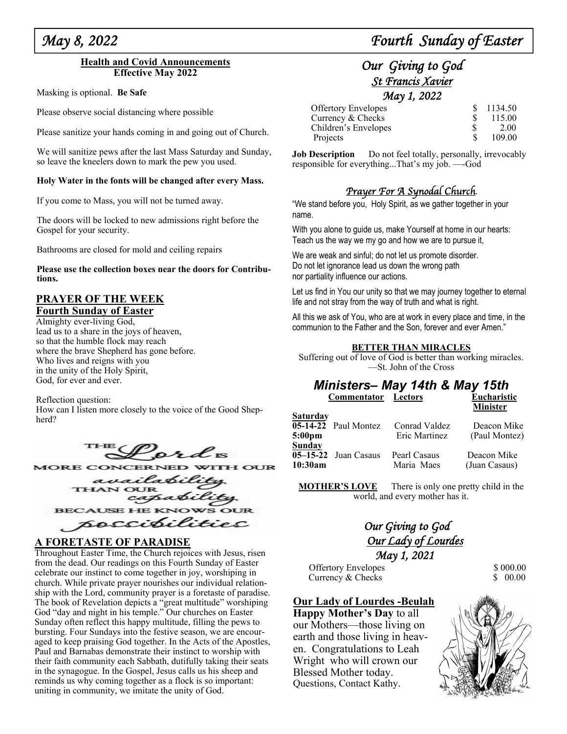# May 8, 2022 Fourth Sunday of Easter

**Health and Covid Announcements**
**Effective May 2022**

Masking is optional. **Be Safe**

Please observe social distancing where possible

Please sanitize your hands coming in and going out of Church.

We will sanitize pews after the last Mass Saturday and Sunday, so leave the kneelers down to mark the pew you used.

**Holy Water in the fonts will be changed after every Mass.**

If you come to Mass, you will not be turned away.

The doors will be locked to new admissions right before the Gospel for your security.

Bathrooms are closed for mold and ceiling repairs

**Please use the collection boxes near the doors for Contributions.**

## PRAYER OF THE WEEK

**Fourth Sunday of Easter**

Almighty ever-living God,
lead us to a share in the joys of heaven,
so that the humble flock may reach
where the brave Shepherd has gone before.
Who lives and reigns with you
in the unity of the Holy Spirit,
God, for ever and ever.

Reflection question:
How can I listen more closely to the voice of the Good Shepherd?

THE Lord IS MORE CONCERNED WITH OUR availability THAN OUR capability BECAUSE HE KNOWS OUR possibilities

## A FORETASTE OF PARADISE

Throughout Easter Time, the Church rejoices with Jesus, risen from the dead. Our readings on this Fourth Sunday of Easter celebrate our instinct to come together in joy, worshiping in church. While private prayer nourishes our individual relationship with the Lord, community prayer is a foretaste of paradise. The book of Revelation depicts a "great multitude" worshiping God "day and night in his temple." Our churches on Easter Sunday often reflect this happy multitude, filling the pews to bursting. Four Sundays into the festive season, we are encouraged to keep praising God together. In the Acts of the Apostles, Paul and Barnabas demonstrate their instinct to worship with their faith community each Sabbath, dutifully taking their seats in the synagogue. In the Gospel, Jesus calls us his sheep and reminds us why coming together as a flock is so important: uniting in community, we imitate the unity of God.

## *Our Giving to God*
### *St Francis Xavier*
### *May 1, 2022*

| | |
|---|---|
| Offertory Envelopes | $ 1134.50 |
| Currency & Checks | $ 115.00 |
| Children's Envelopes | $ 2.00 |
| Projects | $ 109.00 |

**Job Description** Do not feel totally, personally, irrevocably responsible for everything...That's my job. —-God

### *Prayer For A Synodal Church.*

"We stand before you, Holy Spirit, as we gather together in your name.

With you alone to guide us, make Yourself at home in our hearts: Teach us the way we my go and how we are to pursue it,

We are weak and sinful; do not let us promote disorder.
Do not let ignorance lead us down the wrong path
nor partiality influence our actions.

Let us find in You our unity so that we may journey together to eternal life and not stray from the way of truth and what is right.

All this we ask of You, who are at work in every place and time, in the communion to the Father and the Son, forever and ever Amen."

**BETTER THAN MIRACLES**

Suffering out of love of God is better than working miracles.
—St. John of the Cross

## *Ministers– May 14th & May 15th*

| | Commentator | Lectors | Eucharistic Minister |
|---|---|---|---|
| **Saturday** | | | |
| **05-14-22** | Paul Montez | Conrad Valdez | Deacon Mike |
| **5:00pm** | | Eric Martinez | (Paul Montez) |
| **Sunday** | | | |
| **05–15-22** | Juan Casaus | Pearl Casaus | Deacon Mike |
| **10:30am** | | Maria Maes | (Juan Casaus) |

**MOTHER'S LOVE** There is only one pretty child in the world, and every mother has it.

## *Our Giving to God*
### *Our Lady of Lourdes*
### *May 1, 2021*

| | |
|---|---|
| Offertory Envelopes | $ 000.00 |
| Currency & Checks | $ 00.00 |

**Our Lady of Lourdes -Beulah**

**Happy Mother's Day** to all our Mothers—those living on earth and those living in heaven. Congratulations to Leah Wright who will crown our Blessed Mother today. Questions, Contact Kathy.